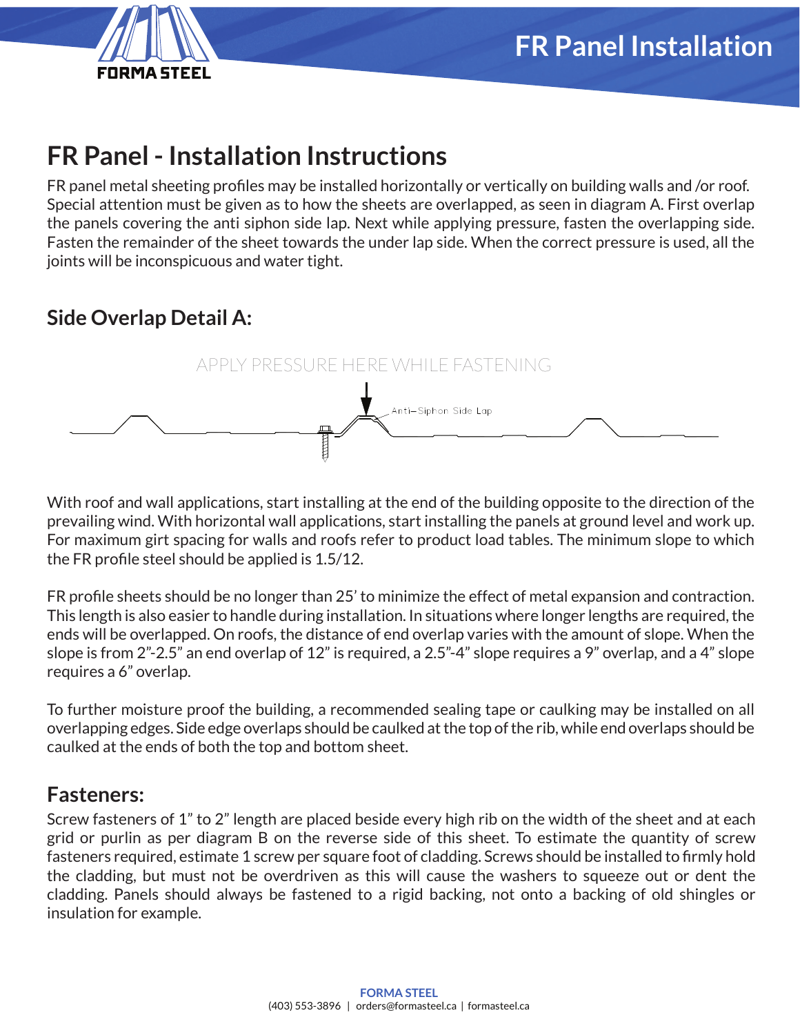# FR Panel - Installation Instructions

FR panel metal sheeting profiles may be installed horizontally or vertically on building walls and /or roof. Special attention must be given as to how the sheets are overlapped, as seen in diagram A. First overlap the panels covering the anti siphon side lap. Next while applying pressure, fasten the overlapping side. Fasten the remainder of the sheet towards the under lap side. When the correct pressure is used, all the joints will be inconspicuous and water tight.

## Side Overlap Detail A:

APPLY PRESSURE HERE WHILE FASTENING

Anti–Siphon Side Lap

With roof and wall applications, start installing at the end of the building opposite to the direction of the prevailing wind. With horizontal wall applications, start installing the panels at ground level and work up. For maximum girt spacing for walls and roofs refer to product load tables. The minimum slope to which the FR profile steel should be applied is 1.5/12.

FR profile sheets should be no longer than 25' to minimize the effect of metal expansion and contraction. This length is also easier to handle during installation. In situations where longer lengths are required, the ends will be overlapped. On roofs, the distance of end overlap varies with the amount of slope. When the slope is from 2"-2.5" an end overlap of 12" is required, a 2.5"-4" slope requires a 9" overlap, and a 4" slope requires a 6" overlap.

To further moisture proof the building, a recommended sealing tape or caulking may be installed on all overlapping edges. Side edge overlaps should be caulked at the top of the rib, while end overlaps should be caulked at the ends of both the top and bottom sheet.

## Fasteners:

Screw fasteners of 1" to 2" length are placed beside every high rib on the width of the sheet and at each grid or purlin as per diagram B on the reverse side of this sheet. To estimate the quantity of screw fasteners required, estimate 1 screw per square foot of cladding. Screws should be installed to firmly hold the cladding, but must not be overdriven as this will cause the washers to squeeze out or dent the cladding. Panels should always be fastened to a rigid backing, not onto a backing of old shingles or insulation for example.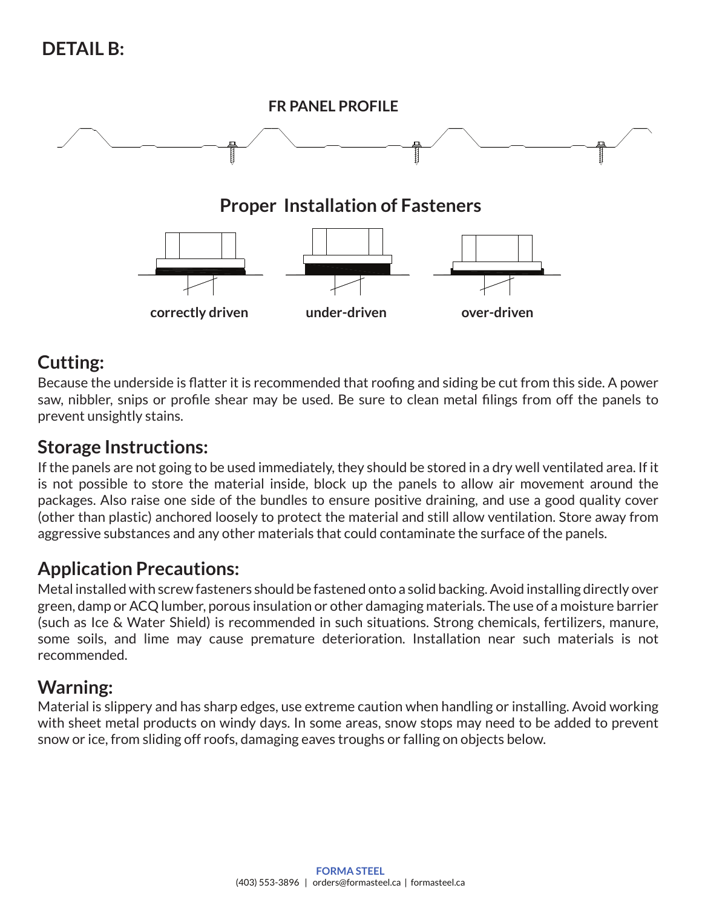## DETAIL B:

**FR PANEL PROFILE**

**Proper Installation of Fasteners**

**correctly driven** **under-driven** **over-driven**

## Cutting:

Because the underside is flatter it is recommended that roofing and siding be cut from this side. A power saw, nibbler, snips or profile shear may be used. Be sure to clean metal filings from off the panels to prevent unsightly stains.

## Storage Instructions:

If the panels are not going to be used immediately, they should be stored in a dry well ventilated area. If it is not possible to store the material inside, block up the panels to allow air movement around the packages. Also raise one side of the bundles to ensure positive draining, and use a good quality cover (other than plastic) anchored loosely to protect the material and still allow ventilation. Store away from aggressive substances and any other materials that could contaminate the surface of the panels.

## Application Precautions:

Metal installed with screw fasteners should be fastened onto a solid backing. Avoid installing directly over green, damp or ACQ lumber, porous insulation or other damaging materials. The use of a moisture barrier (such as Ice & Water Shield) is recommended in such situations. Strong chemicals, fertilizers, manure, some soils, and lime may cause premature deterioration. Installation near such materials is not recommended.

## Warning:

Material is slippery and has sharp edges, use extreme caution when handling or installing. Avoid working with sheet metal products on windy days. In some areas, snow stops may need to be added to prevent snow or ice, from sliding off roofs, damaging eaves troughs or falling on objects below.

**FORMA STEEL**
(403) 553-3896 | orders@formasteel.ca | formasteel.ca